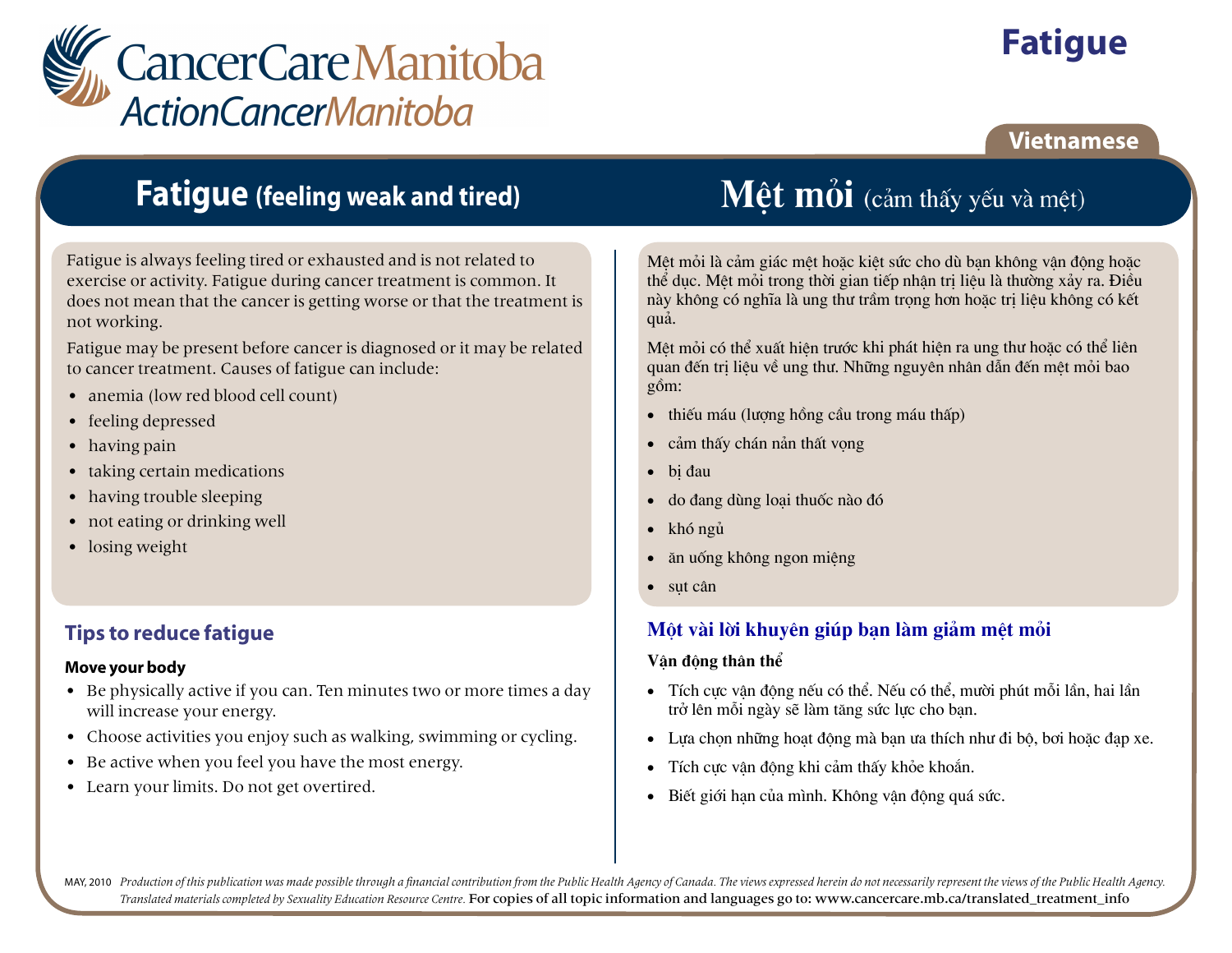CancerCare Manitoba
ActionCancerManitoba

# Fatigue

Vietnamese

## Fatigue (feeling weak and tired)

Fatigue is always feeling tired or exhausted and is not related to exercise or activity. Fatigue during cancer treatment is common. It does not mean that the cancer is getting worse or that the treatment is not working.

Fatigue may be present before cancer is diagnosed or it may be related to cancer treatment. Causes of fatigue can include:

- anemia (low red blood cell count)
- feeling depressed
- having pain
- taking certain medications
- having trouble sleeping
- not eating or drinking well
- losing weight

### Tips to reduce fatigue

**Move your body**

- Be physically active if you can. Ten minutes two or more times a day will increase your energy.
- Choose activities you enjoy such as walking, swimming or cycling.
- Be active when you feel you have the most energy.
- Learn your limits. Do not get overtired.

## Mệt mỏi (cảm thấy yếu và mệt)

Mệt mỏi là cảm giác mệt hoặc kiệt sức cho dù bạn không vận động hoặc thể dục. Mệt mỏi trong thời gian tiếp nhận trị liệu là thường xảy ra. Điều này không có nghĩa là ung thư trầm trọng hơn hoặc trị liệu không có kết quả.

Mệt mỏi có thể xuất hiện trước khi phát hiện ra ung thư hoặc có thể liên quan đến trị liệu về ung thư. Những nguyên nhân dẫn đến mệt mỏi bao gồm:

- thiếu máu (lượng hồng cầu trong máu thấp)
- cảm thấy chán nản thất vọng
- bị đau
- do đang dùng loại thuốc nào đó
- khó ngủ
- ăn uống không ngon miệng
- sụt cân

### Một vài lời khuyên giúp bạn làm giảm mệt mỏi

**Vận động thân thể**

- Tích cực vận động nếu có thể. Nếu có thể, mười phút mỗi lần, hai lần trở lên mỗi ngày sẽ làm tăng sức lực cho bạn.
- Lựa chọn những hoạt động mà bạn ưa thích như đi bộ, bơi hoặc đạp xe.
- Tích cực vận động khi cảm thấy khỏe khoắn.
- Biết giới hạn của mình. Không vận động quá sức.

MAY, 2010 *Production of this publication was made possible through a financial contribution from the Public Health Agency of Canada. The views expressed herein do not necessarily represent the views of the Public Health Agency. Translated materials completed by Sexuality Education Resource Centre.* For copies of all topic information and languages go to: www.cancercare.mb.ca/translated_treatment_info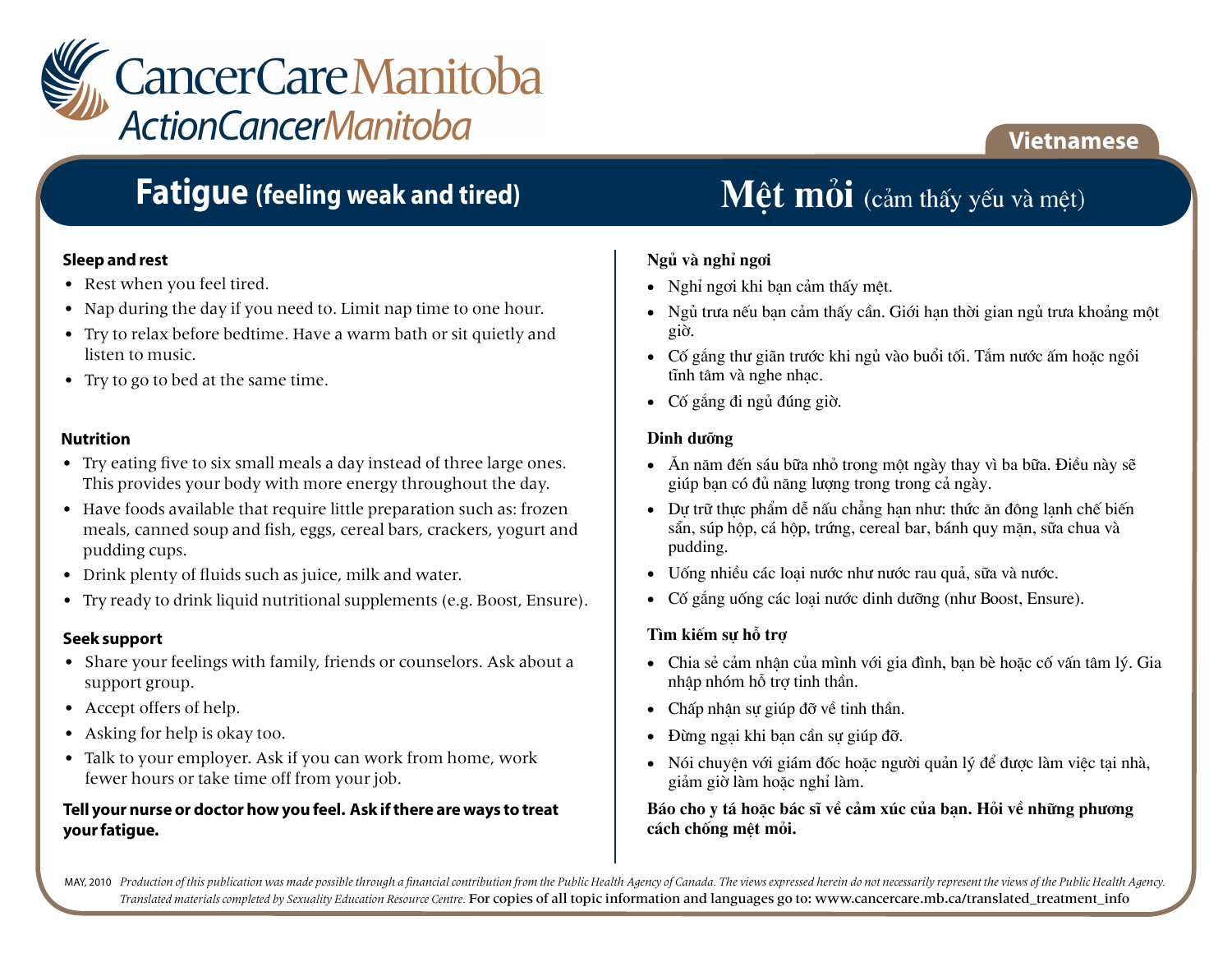CancerCare Manitoba
ActionCancerManitoba

Vietnamese

# Fatigue (feeling weak and tired)

## Sleep and rest

- Rest when you feel tired.
- Nap during the day if you need to. Limit nap time to one hour.
- Try to relax before bedtime. Have a warm bath or sit quietly and listen to music.
- Try to go to bed at the same time.

## Nutrition

- Try eating five to six small meals a day instead of three large ones. This provides your body with more energy throughout the day.
- Have foods available that require little preparation such as: frozen meals, canned soup and fish, eggs, cereal bars, crackers, yogurt and pudding cups.
- Drink plenty of fluids such as juice, milk and water.
- Try ready to drink liquid nutritional supplements (e.g. Boost, Ensure).

## Seek support

- Share your feelings with family, friends or counselors. Ask about a support group.
- Accept offers of help.
- Asking for help is okay too.
- Talk to your employer. Ask if you can work from home, work fewer hours or take time off from your job.

**Tell your nurse or doctor how you feel. Ask if there are ways to treat your fatigue.**

# Mệt mỏi (cảm thấy yếu và mệt)

## Ngủ và nghỉ ngơi

- Nghỉ ngơi khi bạn cảm thấy mệt.
- Ngủ trưa nếu bạn cảm thấy cần. Giới hạn thời gian ngủ trưa khoảng một giờ.
- Cố gắng thư giãn trước khi ngủ vào buổi tối. Tắm nước ấm hoặc ngồi tĩnh tâm và nghe nhạc.
- Cố gắng đi ngủ đúng giờ.

## Dinh dưỡng

- Ăn năm đến sáu bữa nhỏ trong một ngày thay vì ba bữa. Điều này sẽ giúp bạn có đủ năng lượng trong trong cả ngày.
- Dự trữ thực phẩm dễ nấu chẳng hạn như: thức ăn đông lạnh chế biến sẵn, súp hộp, cá hộp, trứng, cereal bar, bánh quy mặn, sữa chua và pudding.
- Uống nhiều các loại nước như nước rau quả, sữa và nước.
- Cố gắng uống các loại nước dinh dưỡng (như Boost, Ensure).

## Tìm kiếm sự hỗ trợ

- Chia sẻ cảm nhận của mình với gia đình, bạn bè hoặc cố vấn tâm lý. Gia nhập nhóm hỗ trợ tinh thần.
- Chấp nhận sự giúp đỡ về tinh thần.
- Đừng ngại khi bạn cần sự giúp đỡ.
- Nói chuyện với giám đốc hoặc người quản lý để được làm việc tại nhà, giảm giờ làm hoặc nghỉ làm.

**Báo cho y tá hoặc bác sĩ về cảm xúc của bạn. Hỏi về những phương cách chống mệt mỏi.**

MAY, 2010 *Production of this publication was made possible through a financial contribution from the Public Health Agency of Canada. The views expressed herein do not necessarily represent the views of the Public Health Agency. Translated materials completed by Sexuality Education Resource Centre.* For copies of all topic information and languages go to: www.cancercare.mb.ca/translated_treatment_info